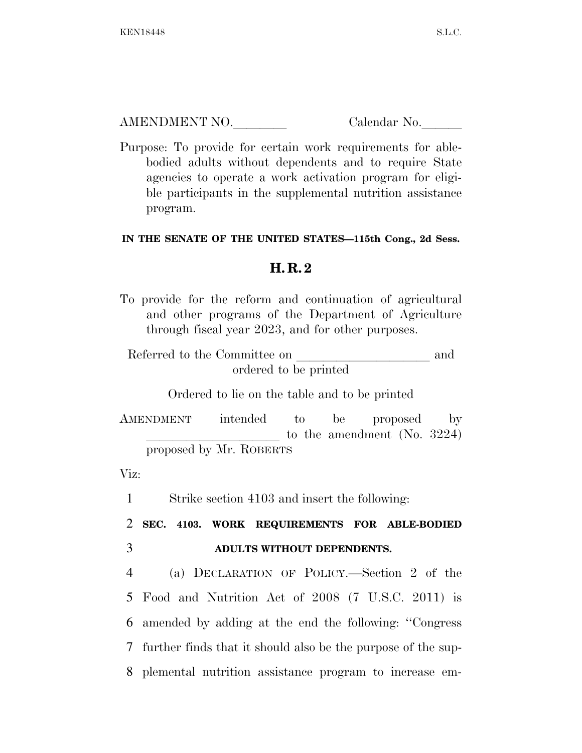AMENDMENT NO.________ Calendar No.______

Purpose: To provide for certain work requirements for able-bodied adults without dependents and to require State agencies to operate a work activation program for eligible participants in the supplemental nutrition assistance program.

**IN THE SENATE OF THE UNITED STATES—115th Cong., 2d Sess.**

## H. R. 2

To provide for the reform and continuation of agricultural and other programs of the Department of Agriculture through fiscal year 2023, and for other purposes.

Referred to the Committee on ____________________ and ordered to be printed

Ordered to lie on the table and to be printed

AMENDMENT intended to be proposed by ____________________ to the amendment (No. 3224) proposed by Mr. ROBERTS

Viz:

1 Strike section 4103 and insert the following:

2 **SEC. 4103. WORK REQUIREMENTS FOR ABLE-BODIED**
3 **ADULTS WITHOUT DEPENDENTS.**

4 (a) DECLARATION OF POLICY.—Section 2 of the
5 Food and Nutrition Act of 2008 (7 U.S.C. 2011) is
6 amended by adding at the end the following: "Congress
7 further finds that it should also be the purpose of the sup-
8 plemental nutrition assistance program to increase em-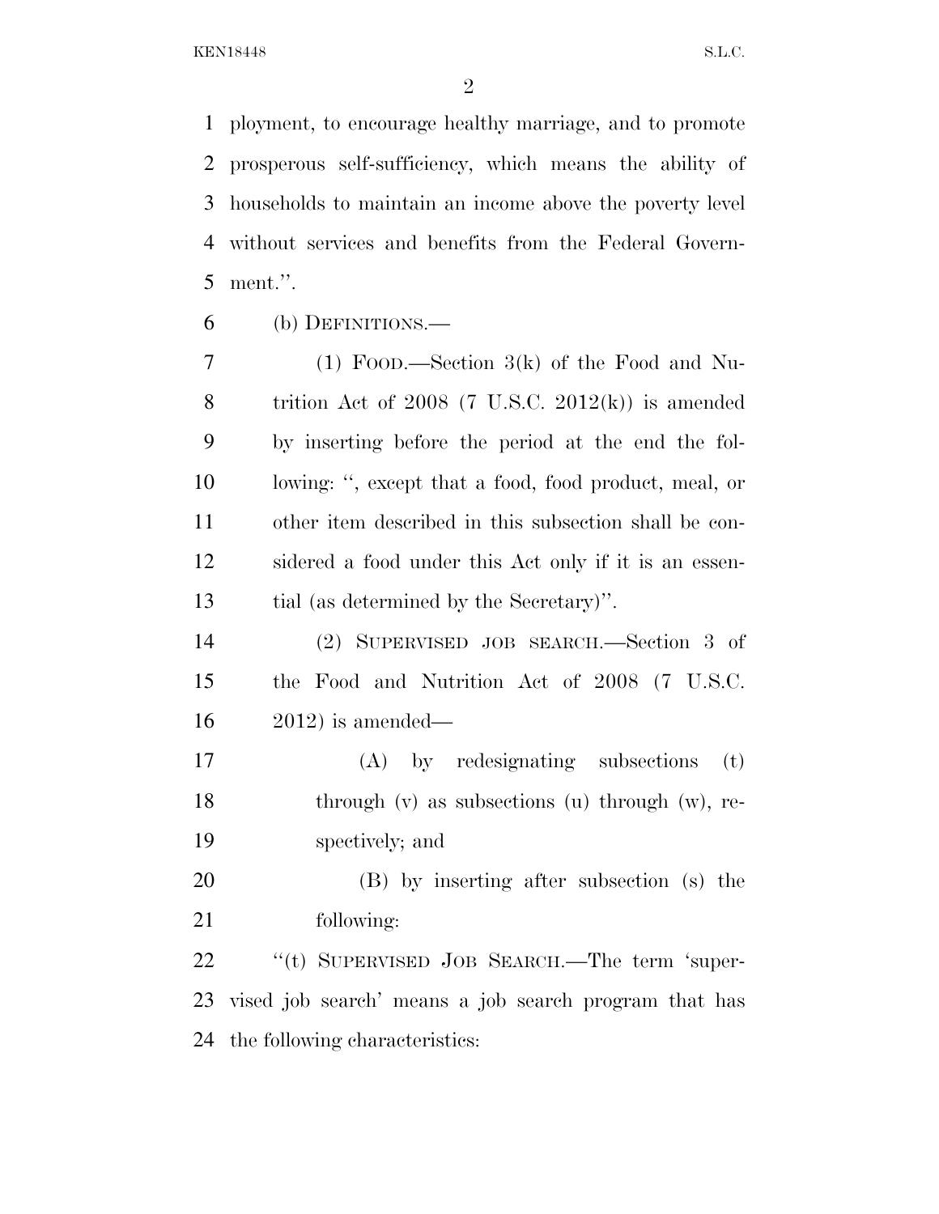ployment, to encourage healthy marriage, and to promote prosperous self-sufficiency, which means the ability of households to maintain an income above the poverty level without services and benefits from the Federal Government.''.

(b) DEFINITIONS.—

(1) FOOD.—Section 3(k) of the Food and Nutrition Act of 2008 (7 U.S.C. 2012(k)) is amended by inserting before the period at the end the following: '', except that a food, food product, meal, or other item described in this subsection shall be considered a food under this Act only if it is an essential (as determined by the Secretary)''.

(2) SUPERVISED JOB SEARCH.—Section 3 of the Food and Nutrition Act of 2008 (7 U.S.C. 2012) is amended—

(A) by redesignating subsections (t) through (v) as subsections (u) through (w), respectively; and

(B) by inserting after subsection (s) the following:

''(t) SUPERVISED JOB SEARCH.—The term 'supervised job search' means a job search program that has the following characteristics: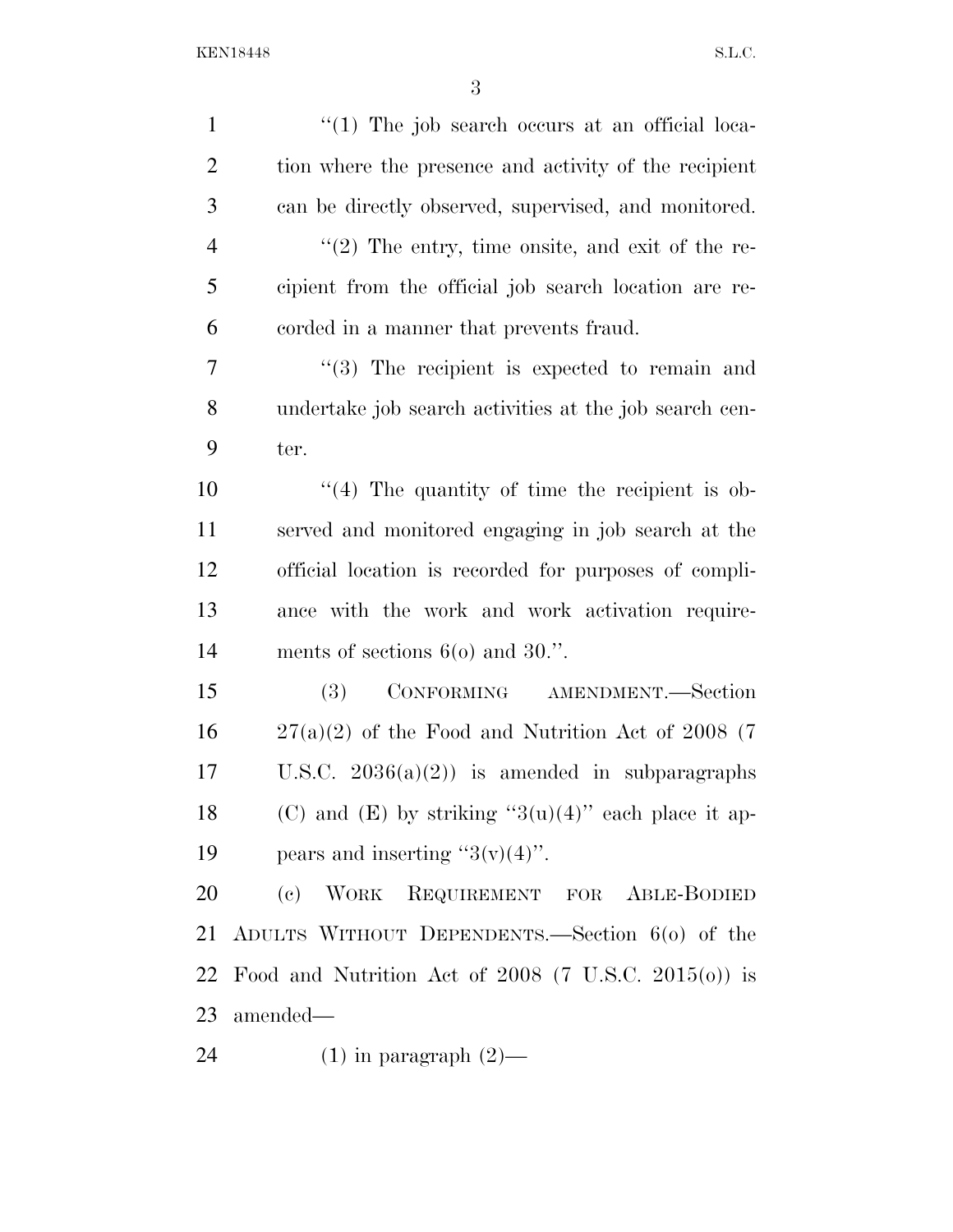"(1) The job search occurs at an official location where the presence and activity of the recipient can be directly observed, supervised, and monitored.

"(2) The entry, time onsite, and exit of the recipient from the official job search location are recorded in a manner that prevents fraud.

"(3) The recipient is expected to remain and undertake job search activities at the job search center.

"(4) The quantity of time the recipient is observed and monitored engaging in job search at the official location is recorded for purposes of compliance with the work and work activation requirements of sections 6(o) and 30.".

(3) CONFORMING AMENDMENT.—Section 27(a)(2) of the Food and Nutrition Act of 2008 (7 U.S.C. 2036(a)(2)) is amended in subparagraphs (C) and (E) by striking "3(u)(4)" each place it appears and inserting "3(v)(4)".

(c) WORK REQUIREMENT FOR ABLE-BODIED ADULTS WITHOUT DEPENDENTS.—Section 6(o) of the Food and Nutrition Act of 2008 (7 U.S.C. 2015(o)) is amended—

(1) in paragraph (2)—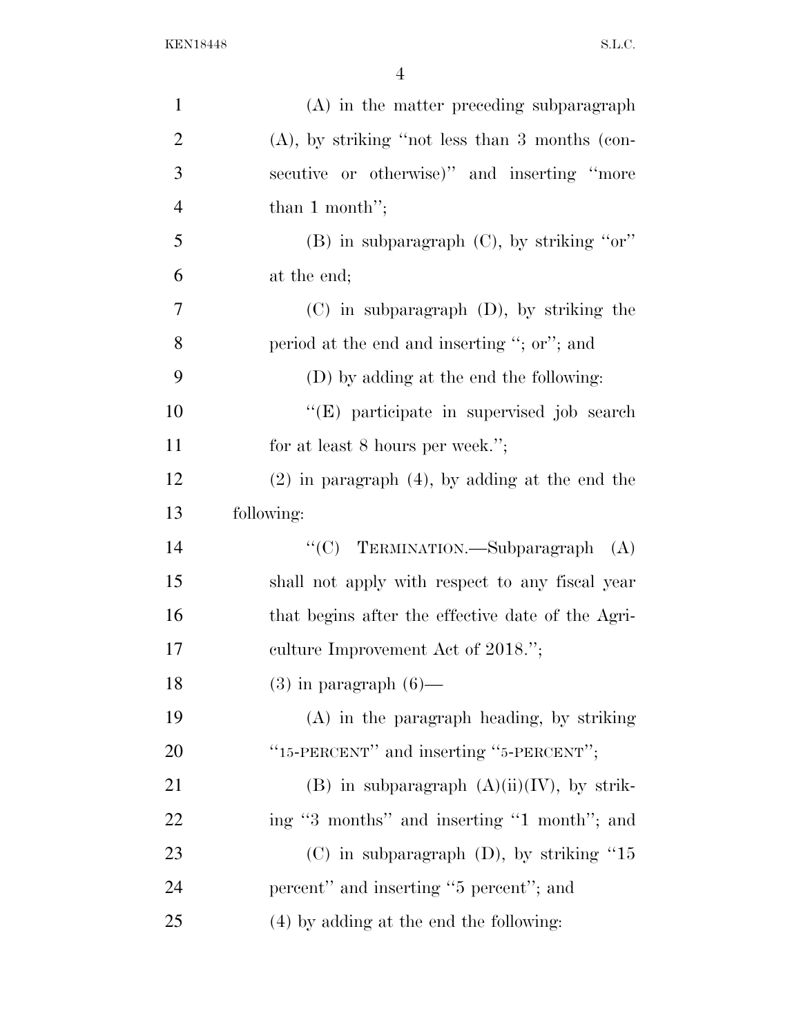(A) in the matter preceding subparagraph (A), by striking "not less than 3 months (consecutive or otherwise)" and inserting "more than 1 month";

(B) in subparagraph (C), by striking "or" at the end;

(C) in subparagraph (D), by striking the period at the end and inserting "; or"; and

(D) by adding at the end the following:

"(E) participate in supervised job search for at least 8 hours per week.";

(2) in paragraph (4), by adding at the end the following:

"(C) TERMINATION.—Subparagraph (A) shall not apply with respect to any fiscal year that begins after the effective date of the Agriculture Improvement Act of 2018.";

(3) in paragraph (6)—

(A) in the paragraph heading, by striking "15-PERCENT" and inserting "5-PERCENT";

(B) in subparagraph (A)(ii)(IV), by striking "3 months" and inserting "1 month"; and

(C) in subparagraph (D), by striking "15 percent" and inserting "5 percent"; and

(4) by adding at the end the following: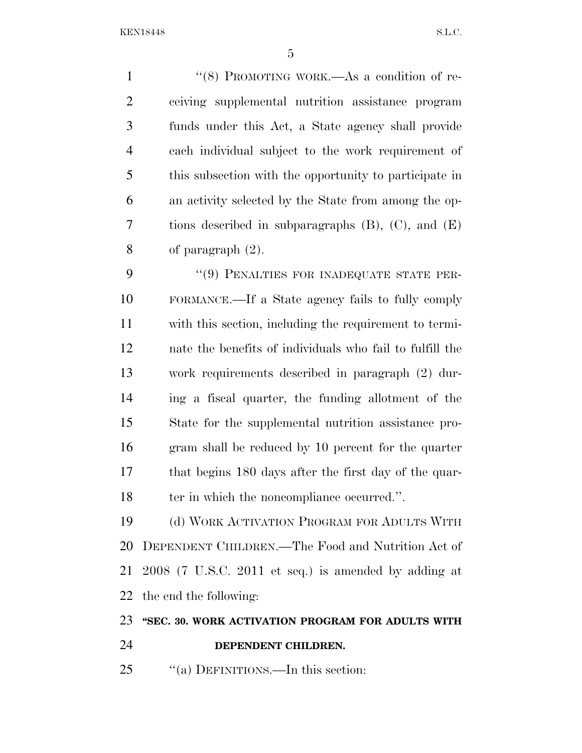"(8) PROMOTING WORK.—As a condition of receiving supplemental nutrition assistance program funds under this Act, a State agency shall provide each individual subject to the work requirement of this subsection with the opportunity to participate in an activity selected by the State from among the options described in subparagraphs (B), (C), and (E) of paragraph (2).

"(9) PENALTIES FOR INADEQUATE STATE PERFORMANCE.—If a State agency fails to fully comply with this section, including the requirement to terminate the benefits of individuals who fail to fulfill the work requirements described in paragraph (2) during a fiscal quarter, the funding allotment of the State for the supplemental nutrition assistance program shall be reduced by 10 percent for the quarter that begins 180 days after the first day of the quarter in which the noncompliance occurred.".

(d) WORK ACTIVATION PROGRAM FOR ADULTS WITH DEPENDENT CHILDREN.—The Food and Nutrition Act of 2008 (7 U.S.C. 2011 et seq.) is amended by adding at the end the following:

**"SEC. 30. WORK ACTIVATION PROGRAM FOR ADULTS WITH DEPENDENT CHILDREN.**

"(a) DEFINITIONS.—In this section: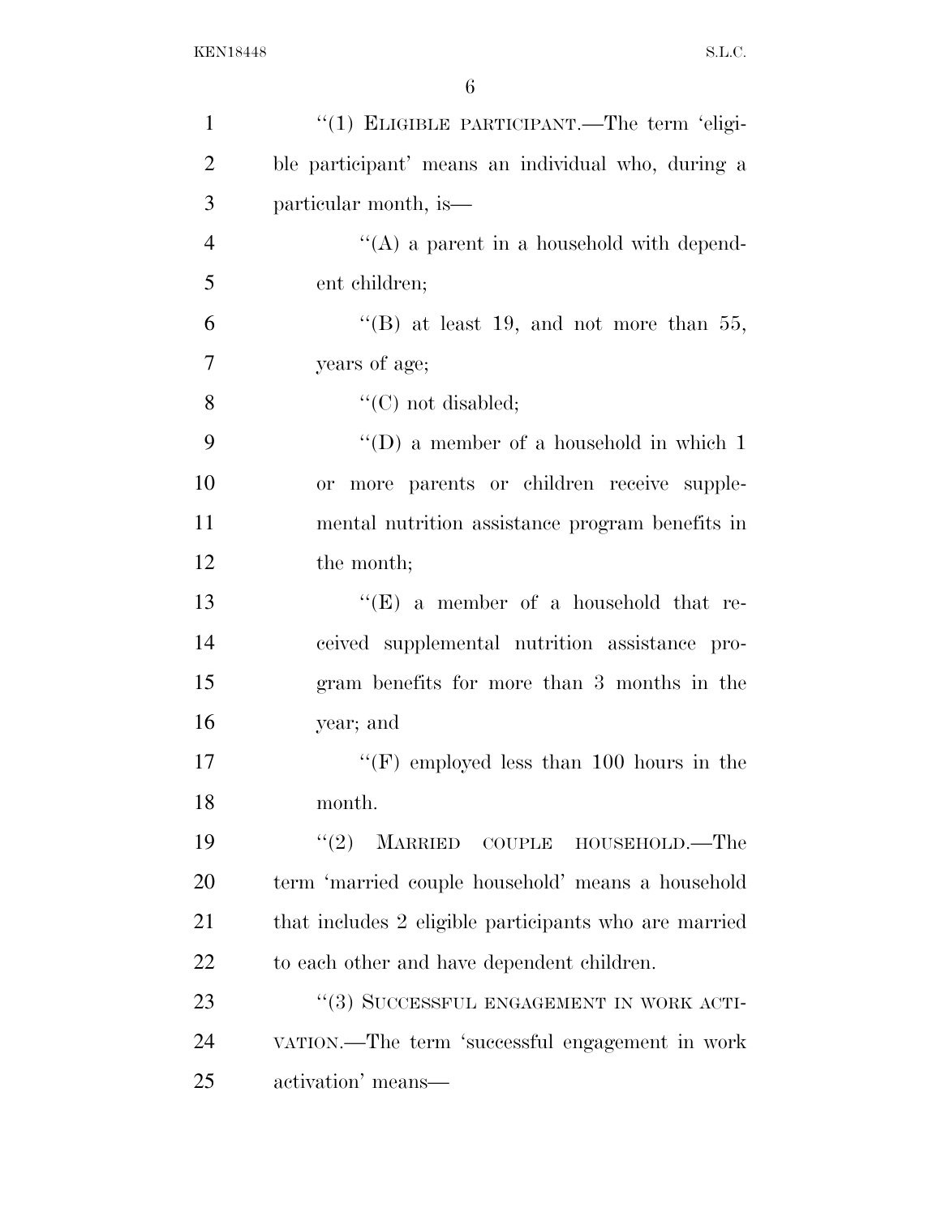''(1) ELIGIBLE PARTICIPANT.—The term 'eligible participant' means an individual who, during a particular month, is—

''(A) a parent in a household with dependent children;

''(B) at least 19, and not more than 55, years of age;

''(C) not disabled;

''(D) a member of a household in which 1 or more parents or children receive supplemental nutrition assistance program benefits in the month;

''(E) a member of a household that received supplemental nutrition assistance program benefits for more than 3 months in the year; and

''(F) employed less than 100 hours in the month.

''(2) MARRIED COUPLE HOUSEHOLD.—The term 'married couple household' means a household that includes 2 eligible participants who are married to each other and have dependent children.

''(3) SUCCESSFUL ENGAGEMENT IN WORK ACTIVATION.—The term 'successful engagement in work activation' means—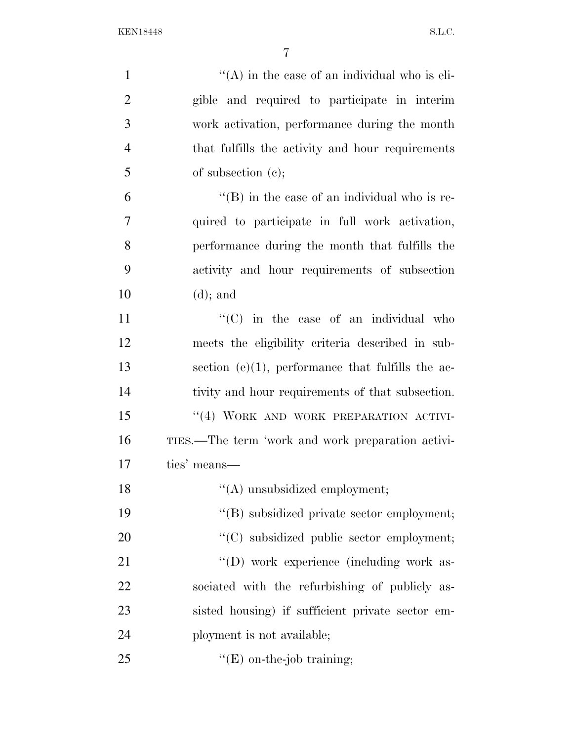"(A) in the case of an individual who is eligible and required to participate in interim work activation, performance during the month that fulfills the activity and hour requirements of subsection (c);

"(B) in the case of an individual who is required to participate in full work activation, performance during the month that fulfills the activity and hour requirements of subsection (d); and

"(C) in the case of an individual who meets the eligibility criteria described in subsection (e)(1), performance that fulfills the activity and hour requirements of that subsection.

"(4) WORK AND WORK PREPARATION ACTIVITIES.—The term 'work and work preparation activities' means—

"(A) unsubsidized employment;

"(B) subsidized private sector employment;

"(C) subsidized public sector employment;

"(D) work experience (including work associated with the refurbishing of publicly assisted housing) if sufficient private sector employment is not available;

"(E) on-the-job training;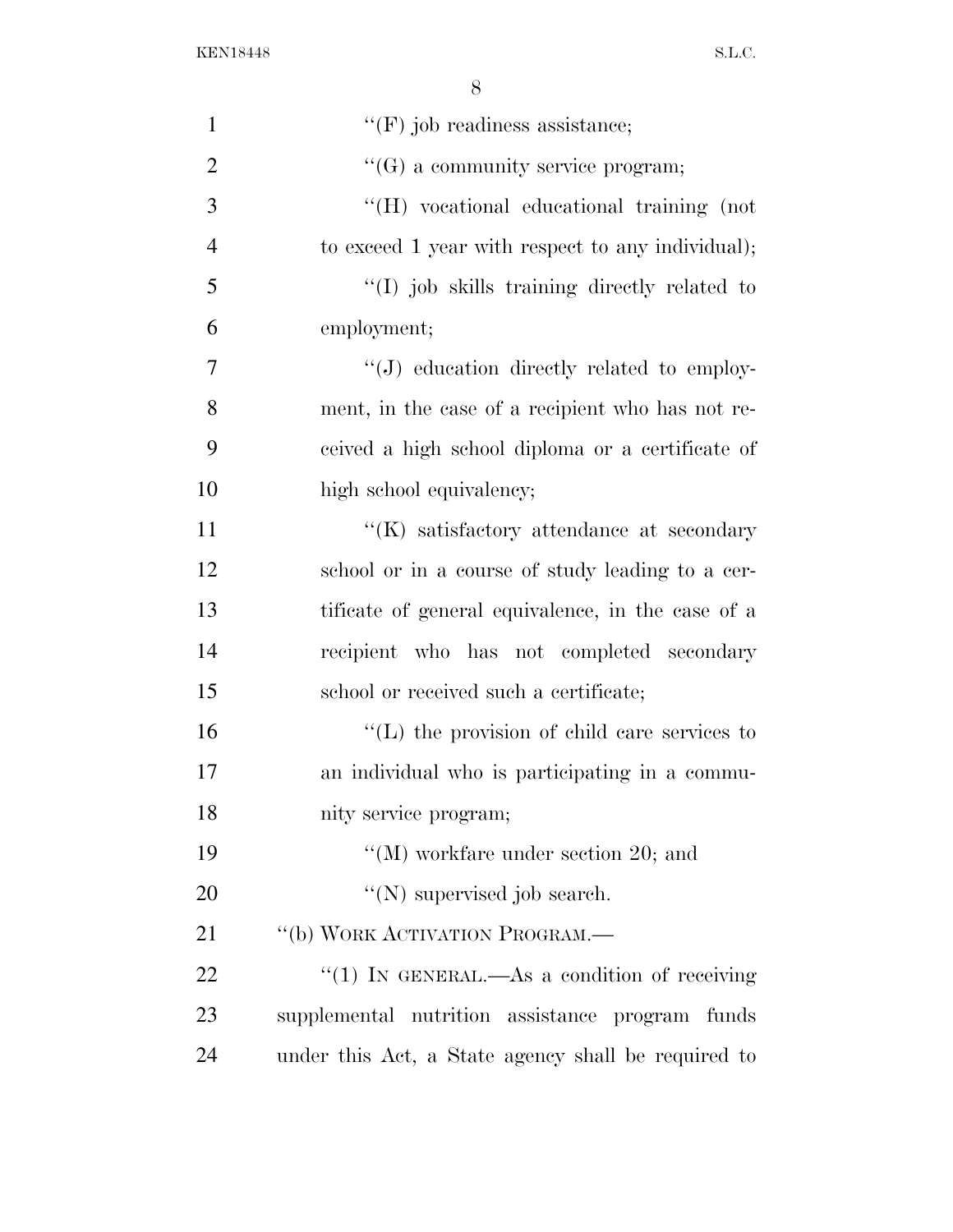''(F) job readiness assistance;

''(G) a community service program;

''(H) vocational educational training (not to exceed 1 year with respect to any individual);

''(I) job skills training directly related to employment;

''(J) education directly related to employment, in the case of a recipient who has not received a high school diploma or a certificate of high school equivalency;

''(K) satisfactory attendance at secondary school or in a course of study leading to a certificate of general equivalence, in the case of a recipient who has not completed secondary school or received such a certificate;

''(L) the provision of child care services to an individual who is participating in a community service program;

''(M) workfare under section 20; and

''(N) supervised job search.

''(b) WORK ACTIVATION PROGRAM.—

''(1) IN GENERAL.—As a condition of receiving supplemental nutrition assistance program funds under this Act, a State agency shall be required to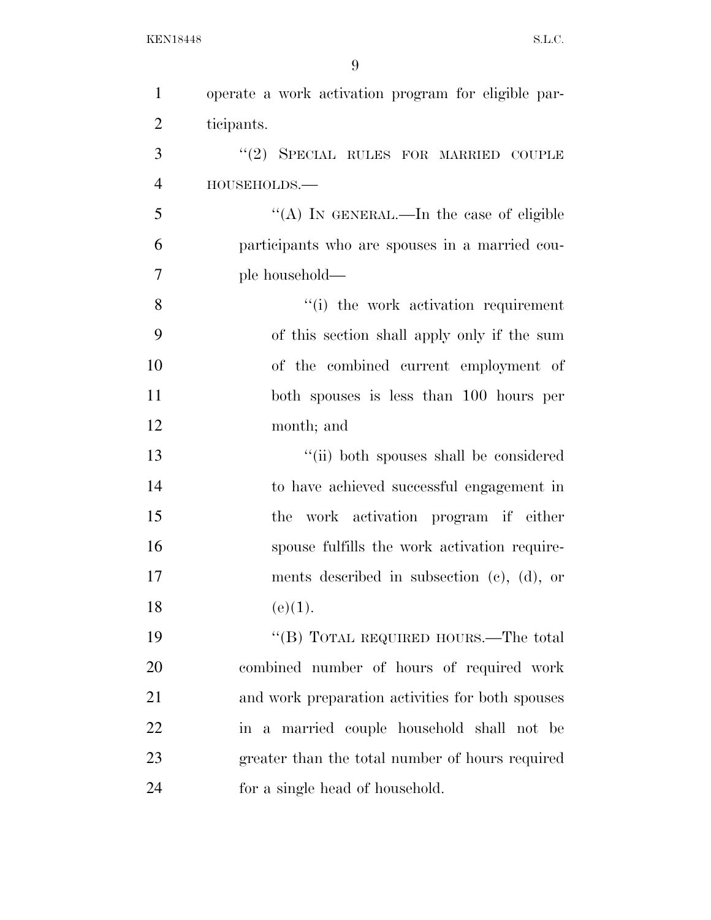operate a work activation program for eligible participants.

"(2) SPECIAL RULES FOR MARRIED COUPLE HOUSEHOLDS.—

"(A) IN GENERAL.—In the case of eligible participants who are spouses in a married couple household—

"(i) the work activation requirement of this section shall apply only if the sum of the combined current employment of both spouses is less than 100 hours per month; and

"(ii) both spouses shall be considered to have achieved successful engagement in the work activation program if either spouse fulfills the work activation requirements described in subsection (c), (d), or (e)(1).

"(B) TOTAL REQUIRED HOURS.—The total combined number of hours of required work and work preparation activities for both spouses in a married couple household shall not be greater than the total number of hours required for a single head of household.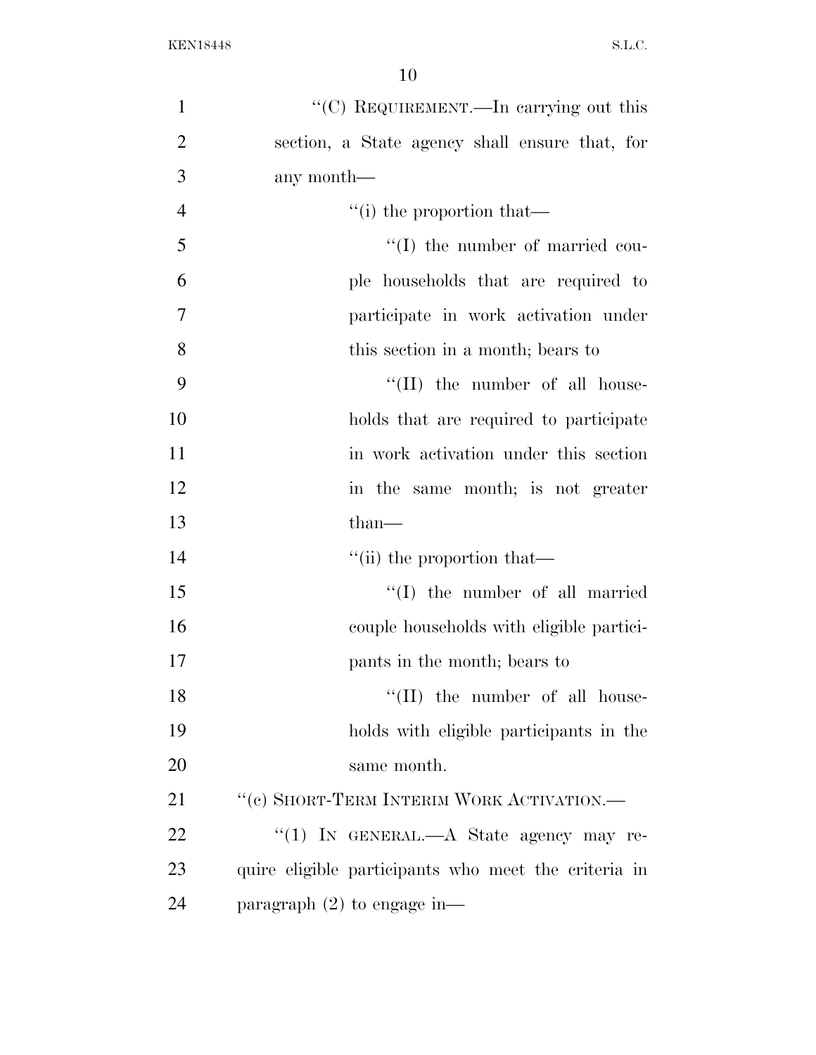"(C) REQUIREMENT.—In carrying out this section, a State agency shall ensure that, for any month—

"(i) the proportion that—

"(I) the number of married couple households that are required to participate in work activation under this section in a month; bears to

"(II) the number of all households that are required to participate in work activation under this section in the same month; is not greater than—

"(ii) the proportion that—

"(I) the number of all married couple households with eligible participants in the month; bears to

"(II) the number of all households with eligible participants in the same month.

"(c) SHORT-TERM INTERIM WORK ACTIVATION.—

"(1) IN GENERAL.—A State agency may require eligible participants who meet the criteria in paragraph (2) to engage in—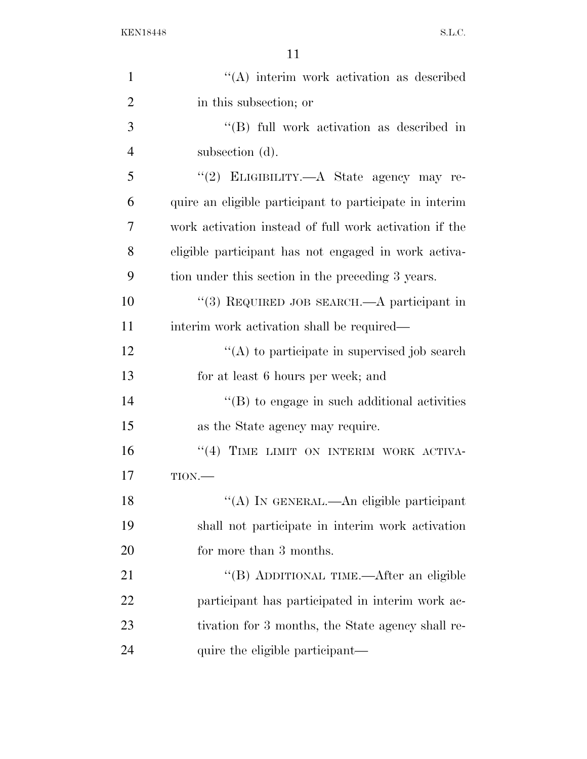''(A) interim work activation as described in this subsection; or

''(B) full work activation as described in subsection (d).

''(2) ELIGIBILITY.—A State agency may require an eligible participant to participate in interim work activation instead of full work activation if the eligible participant has not engaged in work activation under this section in the preceding 3 years.

''(3) REQUIRED JOB SEARCH.—A participant in interim work activation shall be required—

''(A) to participate in supervised job search for at least 6 hours per week; and

''(B) to engage in such additional activities as the State agency may require.

''(4) TIME LIMIT ON INTERIM WORK ACTIVATION.—

''(A) IN GENERAL.—An eligible participant shall not participate in interim work activation for more than 3 months.

''(B) ADDITIONAL TIME.—After an eligible participant has participated in interim work activation for 3 months, the State agency shall require the eligible participant—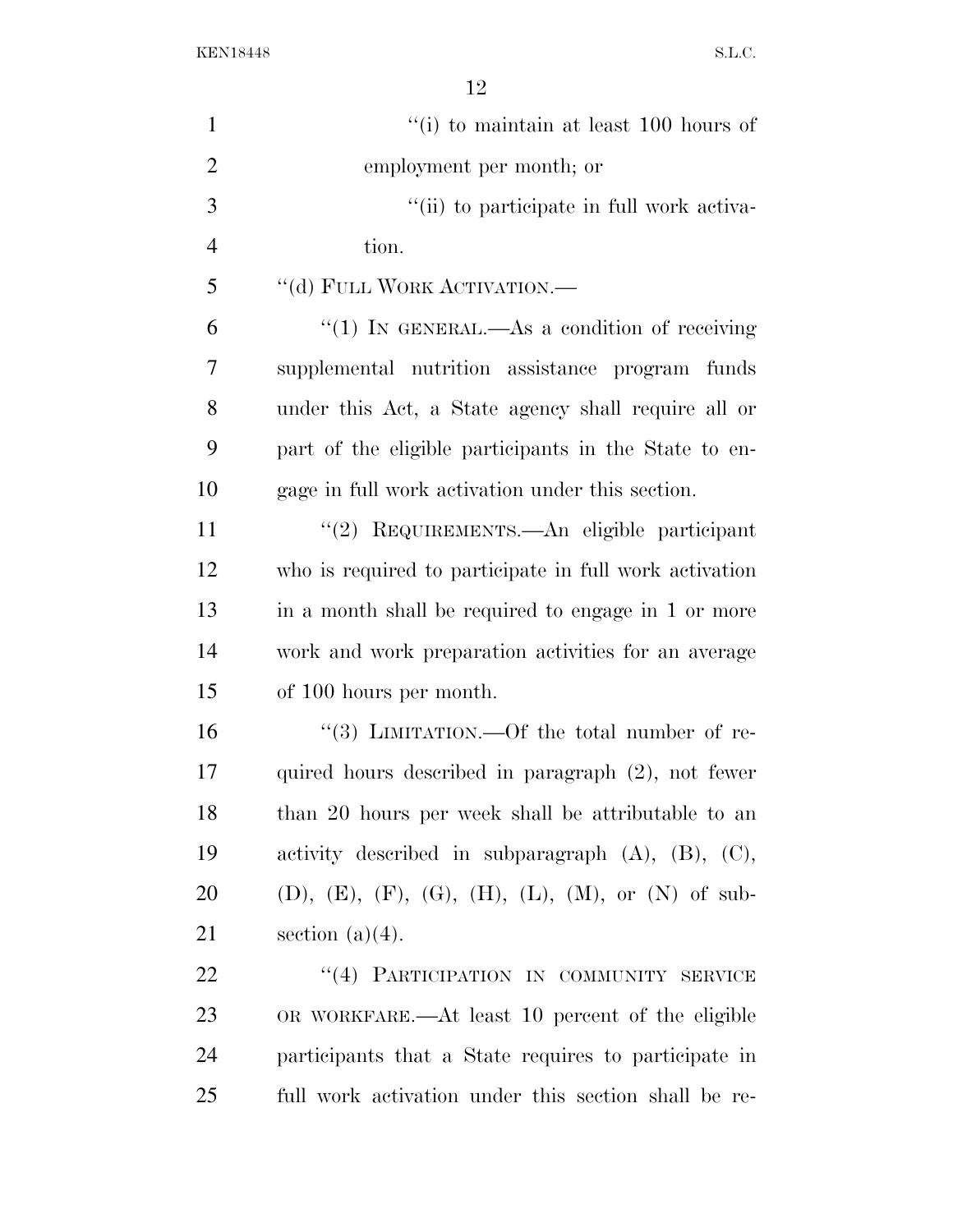"(i) to maintain at least 100 hours of employment per month; or

"(ii) to participate in full work activation.

"(d) FULL WORK ACTIVATION.—

"(1) IN GENERAL.—As a condition of receiving supplemental nutrition assistance program funds under this Act, a State agency shall require all or part of the eligible participants in the State to engage in full work activation under this section.

"(2) REQUIREMENTS.—An eligible participant who is required to participate in full work activation in a month shall be required to engage in 1 or more work and work preparation activities for an average of 100 hours per month.

"(3) LIMITATION.—Of the total number of required hours described in paragraph (2), not fewer than 20 hours per week shall be attributable to an activity described in subparagraph (A), (B), (C), (D), (E), (F), (G), (H), (L), (M), or (N) of subsection (a)(4).

"(4) PARTICIPATION IN COMMUNITY SERVICE OR WORKFARE.—At least 10 percent of the eligible participants that a State requires to participate in full work activation under this section shall be re-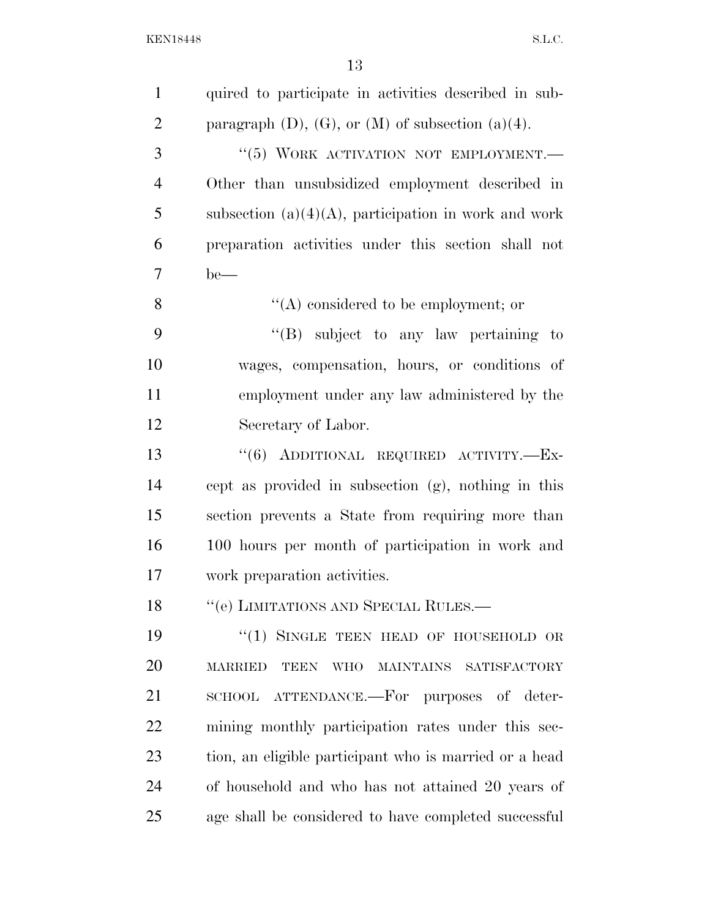quired to participate in activities described in subparagraph (D), (G), or (M) of subsection (a)(4).

"(5) WORK ACTIVATION NOT EMPLOYMENT.—Other than unsubsidized employment described in subsection (a)(4)(A), participation in work and work preparation activities under this section shall not be—

"(A) considered to be employment; or

"(B) subject to any law pertaining to wages, compensation, hours, or conditions of employment under any law administered by the Secretary of Labor.

"(6) ADDITIONAL REQUIRED ACTIVITY.—Except as provided in subsection (g), nothing in this section prevents a State from requiring more than 100 hours per month of participation in work and work preparation activities.

"(e) LIMITATIONS AND SPECIAL RULES.—

"(1) SINGLE TEEN HEAD OF HOUSEHOLD OR MARRIED TEEN WHO MAINTAINS SATISFACTORY SCHOOL ATTENDANCE.—For purposes of determining monthly participation rates under this section, an eligible participant who is married or a head of household and who has not attained 20 years of age shall be considered to have completed successful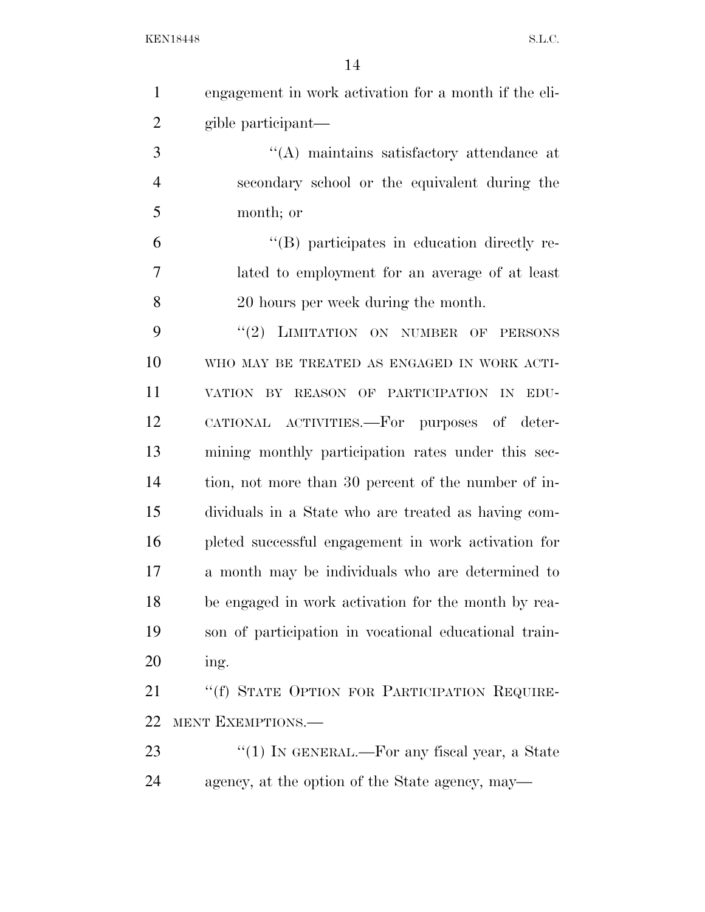engagement in work activation for a month if the eligible participant—

"(A) maintains satisfactory attendance at secondary school or the equivalent during the month; or

"(B) participates in education directly related to employment for an average of at least 20 hours per week during the month.

"(2) LIMITATION ON NUMBER OF PERSONS WHO MAY BE TREATED AS ENGAGED IN WORK ACTIVATION BY REASON OF PARTICIPATION IN EDUCATIONAL ACTIVITIES.—For purposes of determining monthly participation rates under this section, not more than 30 percent of the number of individuals in a State who are treated as having completed successful engagement in work activation for a month may be individuals who are determined to be engaged in work activation for the month by reason of participation in vocational educational training.

"(f) STATE OPTION FOR PARTICIPATION REQUIREMENT EXEMPTIONS.—

"(1) IN GENERAL.—For any fiscal year, a State agency, at the option of the State agency, may—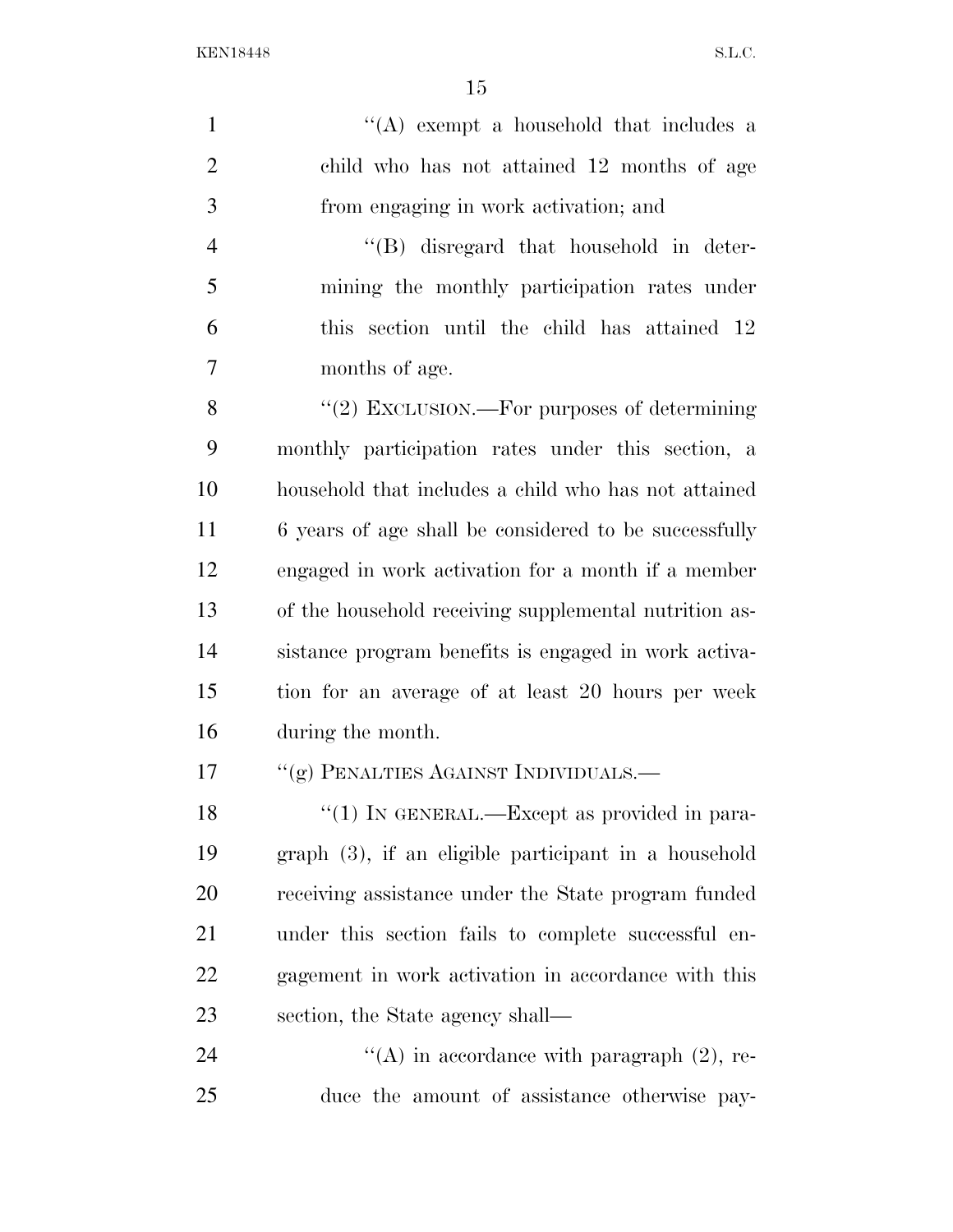''(A) exempt a household that includes a child who has not attained 12 months of age from engaging in work activation; and

''(B) disregard that household in determining the monthly participation rates under this section until the child has attained 12 months of age.

''(2) EXCLUSION.—For purposes of determining monthly participation rates under this section, a household that includes a child who has not attained 6 years of age shall be considered to be successfully engaged in work activation for a month if a member of the household receiving supplemental nutrition assistance program benefits is engaged in work activation for an average of at least 20 hours per week during the month.

''(g) PENALTIES AGAINST INDIVIDUALS.—

''(1) IN GENERAL.—Except as provided in paragraph (3), if an eligible participant in a household receiving assistance under the State program funded under this section fails to complete successful engagement in work activation in accordance with this section, the State agency shall—

''(A) in accordance with paragraph (2), reduce the amount of assistance otherwise pay-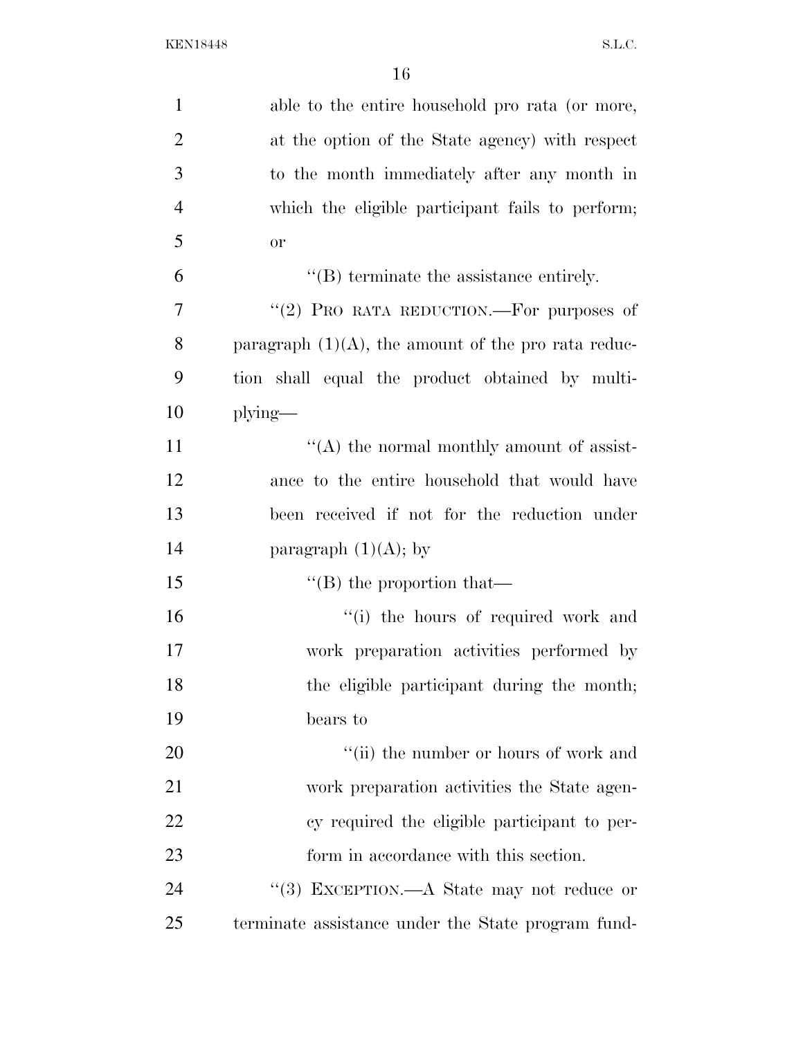able to the entire household pro rata (or more, at the option of the State agency) with respect to the month immediately after any month in which the eligible participant fails to perform; or

''(B) terminate the assistance entirely.

''(2) PRO RATA REDUCTION.—For purposes of paragraph (1)(A), the amount of the pro rata reduction shall equal the product obtained by multiplying—

''(A) the normal monthly amount of assistance to the entire household that would have been received if not for the reduction under paragraph (1)(A); by

''(B) the proportion that—

''(i) the hours of required work and work preparation activities performed by the eligible participant during the month; bears to

''(ii) the number or hours of work and work preparation activities the State agency required the eligible participant to perform in accordance with this section.

''(3) EXCEPTION.—A State may not reduce or terminate assistance under the State program fund-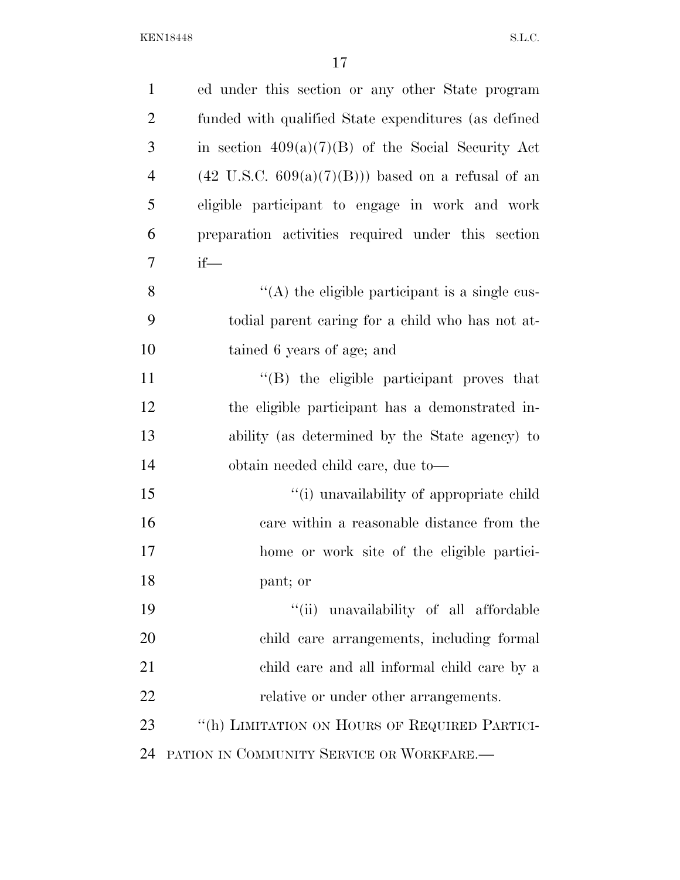ed under this section or any other State program funded with qualified State expenditures (as defined in section 409(a)(7)(B) of the Social Security Act (42 U.S.C. 609(a)(7)(B))) based on a refusal of an eligible participant to engage in work and work preparation activities required under this section if—

"(A) the eligible participant is a single custodial parent caring for a child who has not attained 6 years of age; and

"(B) the eligible participant proves that the eligible participant has a demonstrated inability (as determined by the State agency) to obtain needed child care, due to—

"(i) unavailability of appropriate child care within a reasonable distance from the home or work site of the eligible participant; or

"(ii) unavailability of all affordable child care arrangements, including formal child care and all informal child care by a relative or under other arrangements.

"(h) LIMITATION ON HOURS OF REQUIRED PARTICIPATION IN COMMUNITY SERVICE OR WORKFARE.—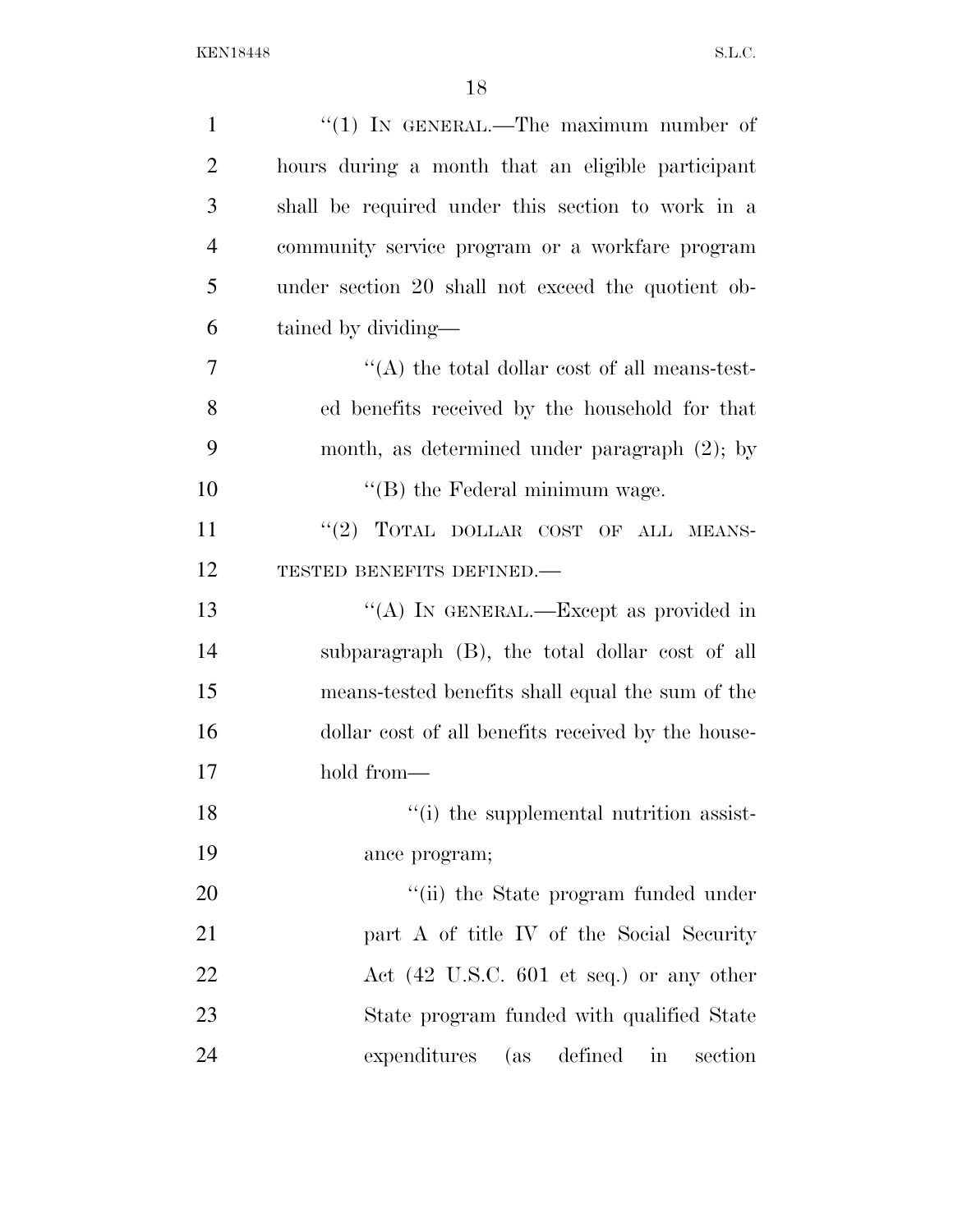"(1) IN GENERAL.—The maximum number of hours during a month that an eligible participant shall be required under this section to work in a community service program or a workfare program under section 20 shall not exceed the quotient obtained by dividing—

"(A) the total dollar cost of all means-tested benefits received by the household for that month, as determined under paragraph (2); by

"(B) the Federal minimum wage.

"(2) TOTAL DOLLAR COST OF ALL MEANS-TESTED BENEFITS DEFINED.—

"(A) IN GENERAL.—Except as provided in subparagraph (B), the total dollar cost of all means-tested benefits shall equal the sum of the dollar cost of all benefits received by the household from—

"(i) the supplemental nutrition assistance program;

"(ii) the State program funded under part A of title IV of the Social Security Act (42 U.S.C. 601 et seq.) or any other State program funded with qualified State expenditures (as defined in section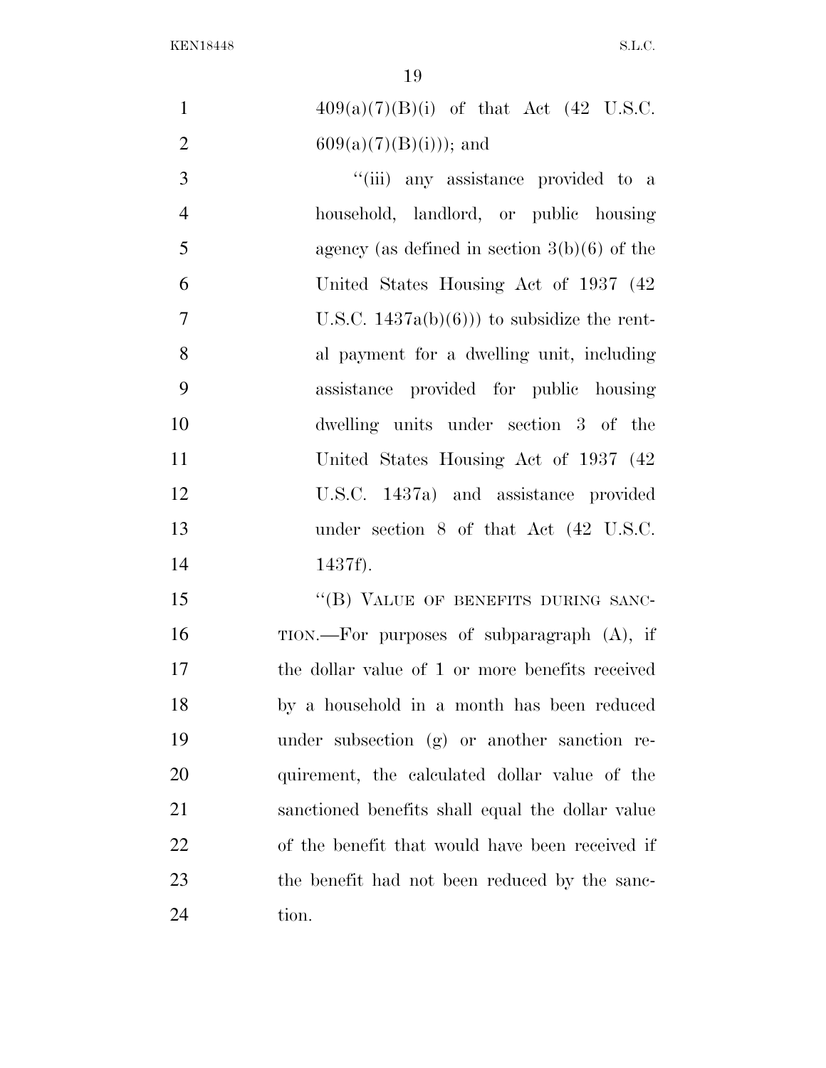409(a)(7)(B)(i) of that Act (42 U.S.C. 609(a)(7)(B)(i))); and

"(iii) any assistance provided to a household, landlord, or public housing agency (as defined in section 3(b)(6) of the United States Housing Act of 1937 (42 U.S.C. 1437a(b)(6))) to subsidize the rental payment for a dwelling unit, including assistance provided for public housing dwelling units under section 3 of the United States Housing Act of 1937 (42 U.S.C. 1437a) and assistance provided under section 8 of that Act (42 U.S.C. 1437f).

"(B) VALUE OF BENEFITS DURING SANCTION.—For purposes of subparagraph (A), if the dollar value of 1 or more benefits received by a household in a month has been reduced under subsection (g) or another sanction requirement, the calculated dollar value of the sanctioned benefits shall equal the dollar value of the benefit that would have been received if the benefit had not been reduced by the sanction.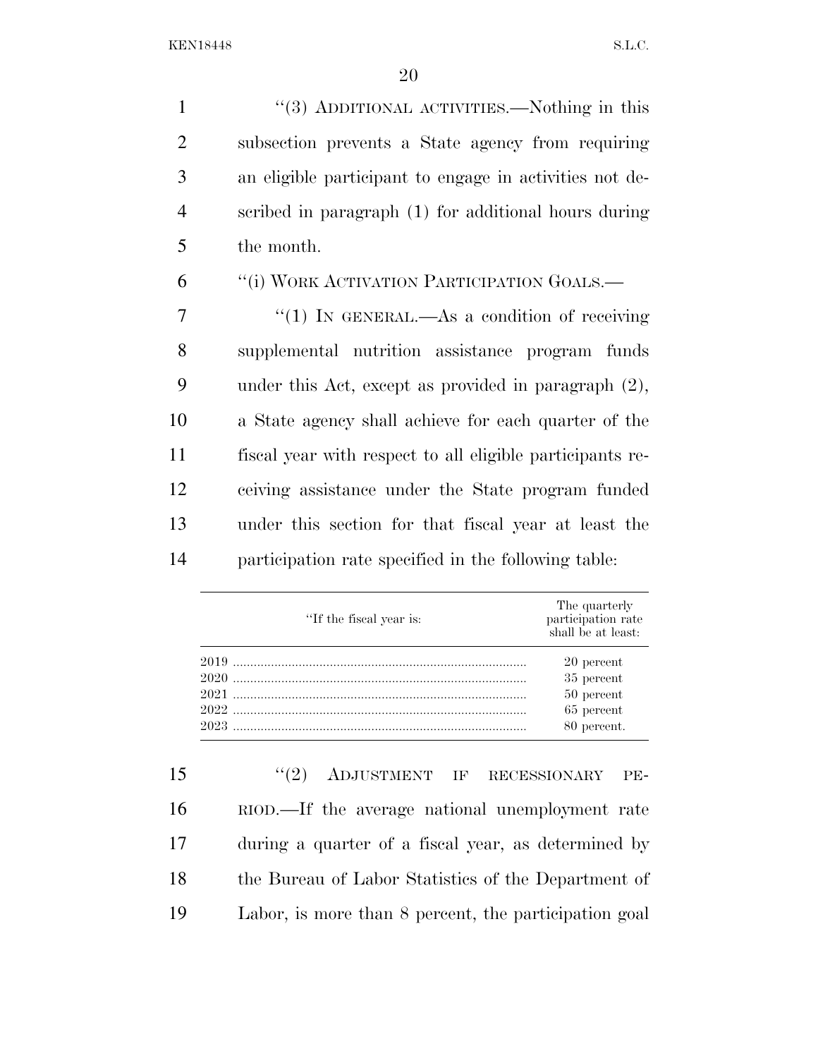''(3) ADDITIONAL ACTIVITIES.—Nothing in this subsection prevents a State agency from requiring an eligible participant to engage in activities not described in paragraph (1) for additional hours during the month.

''(i) WORK ACTIVATION PARTICIPATION GOALS.—

''(1) IN GENERAL.—As a condition of receiving supplemental nutrition assistance program funds under this Act, except as provided in paragraph (2), a State agency shall achieve for each quarter of the fiscal year with respect to all eligible participants receiving assistance under the State program funded under this section for that fiscal year at least the participation rate specified in the following table:

| ''If the fiscal year is: | The quarterly participation rate shall be at least: |
|---|---|
| 2019 | 20 percent |
| 2020 | 35 percent |
| 2021 | 50 percent |
| 2022 | 65 percent |
| 2023 | 80 percent. |

''(2) ADJUSTMENT IF RECESSIONARY PERIOD.—If the average national unemployment rate during a quarter of a fiscal year, as determined by the Bureau of Labor Statistics of the Department of Labor, is more than 8 percent, the participation goal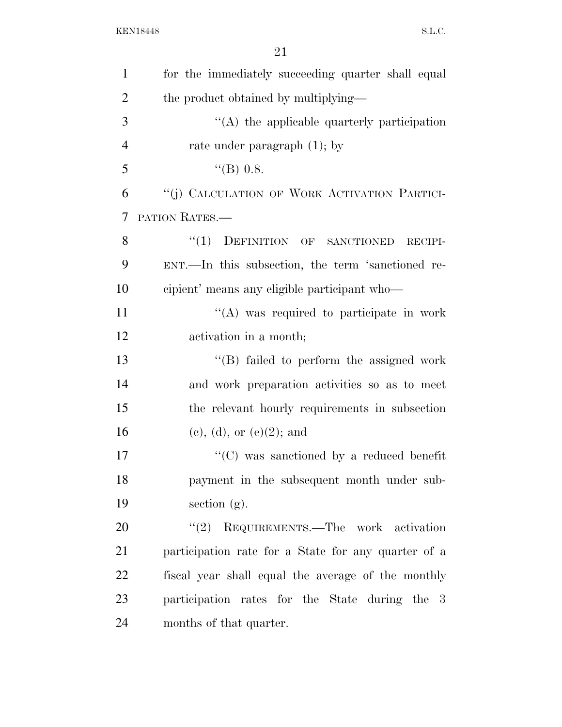for the immediately succeeding quarter shall equal the product obtained by multiplying—

''(A) the applicable quarterly participation rate under paragraph (1); by

''(B) 0.8.

''(j) CALCULATION OF WORK ACTIVATION PARTICIPATION RATES.—

''(1) DEFINITION OF SANCTIONED RECIPIENT.—In this subsection, the term 'sanctioned recipient' means any eligible participant who—

''(A) was required to participate in work activation in a month;

''(B) failed to perform the assigned work and work preparation activities so as to meet the relevant hourly requirements in subsection (c), (d), or (e)(2); and

''(C) was sanctioned by a reduced benefit payment in the subsequent month under subsection (g).

''(2) REQUIREMENTS.—The work activation participation rate for a State for any quarter of a fiscal year shall equal the average of the monthly participation rates for the State during the 3 months of that quarter.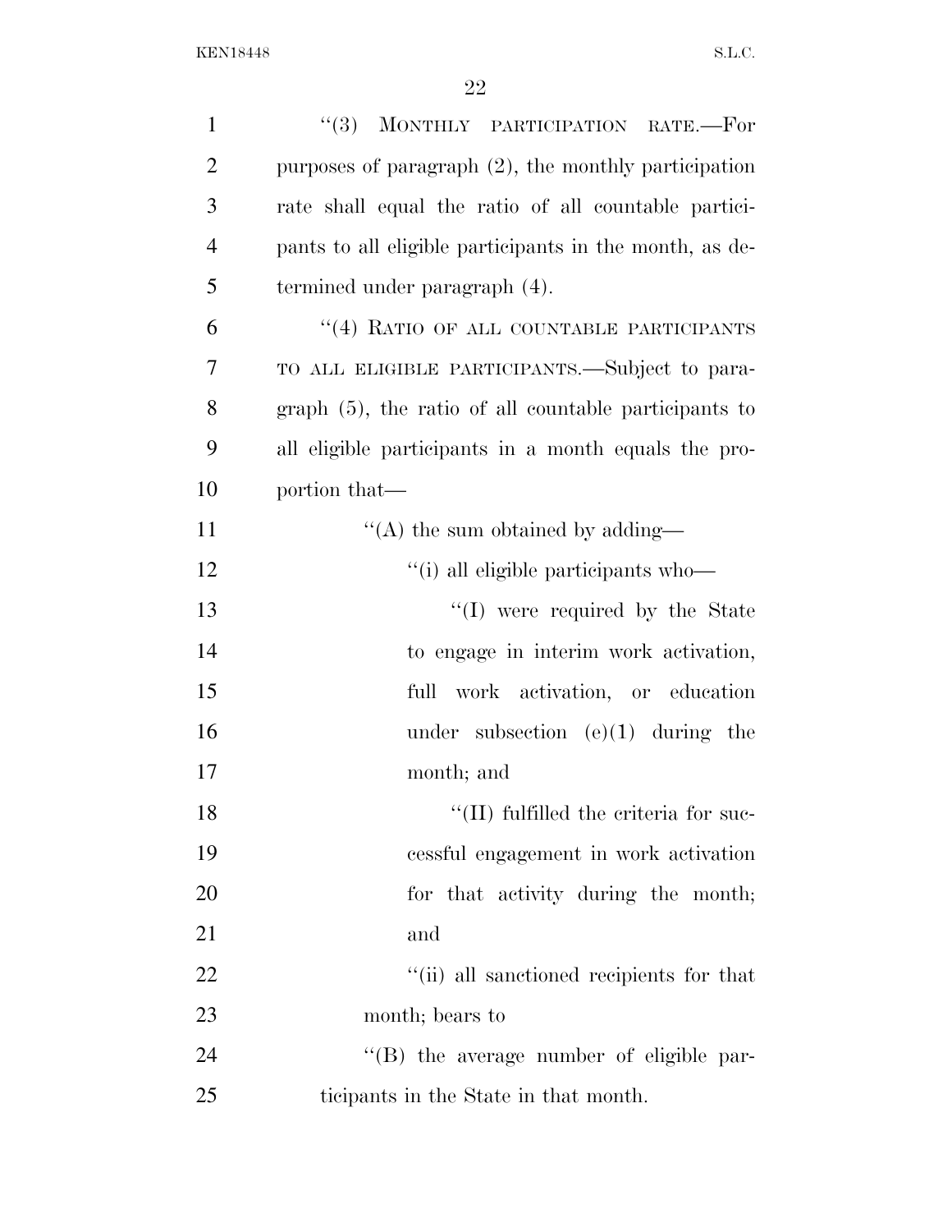''(3) MONTHLY PARTICIPATION RATE.—For purposes of paragraph (2), the monthly participation rate shall equal the ratio of all countable participants to all eligible participants in the month, as determined under paragraph (4).

''(4) RATIO OF ALL COUNTABLE PARTICIPANTS TO ALL ELIGIBLE PARTICIPANTS.—Subject to paragraph (5), the ratio of all countable participants to all eligible participants in a month equals the proportion that—

''(A) the sum obtained by adding—

''(i) all eligible participants who—

''(I) were required by the State to engage in interim work activation, full work activation, or education under subsection (e)(1) during the month; and

''(II) fulfilled the criteria for successful engagement in work activation for that activity during the month; and

''(ii) all sanctioned recipients for that month; bears to

''(B) the average number of eligible participants in the State in that month.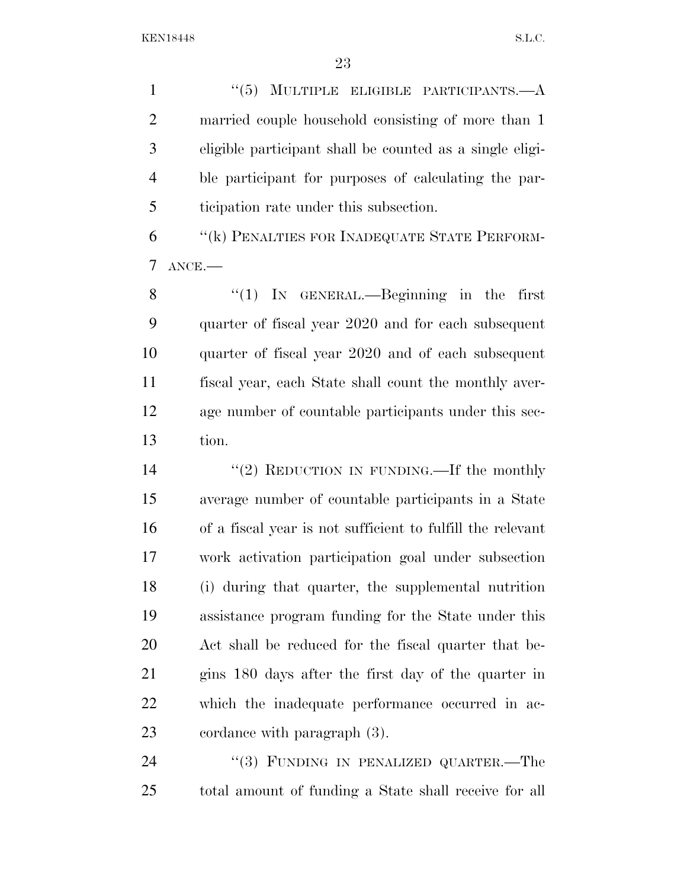"(5) MULTIPLE ELIGIBLE PARTICIPANTS.—A married couple household consisting of more than 1 eligible participant shall be counted as a single eligible participant for purposes of calculating the participation rate under this subsection.

"(k) PENALTIES FOR INADEQUATE STATE PERFORMANCE.—

"(1) IN GENERAL.—Beginning in the first quarter of fiscal year 2020 and for each subsequent quarter of fiscal year 2020 and of each subsequent fiscal year, each State shall count the monthly average number of countable participants under this section.

"(2) REDUCTION IN FUNDING.—If the monthly average number of countable participants in a State of a fiscal year is not sufficient to fulfill the relevant work activation participation goal under subsection (i) during that quarter, the supplemental nutrition assistance program funding for the State under this Act shall be reduced for the fiscal quarter that begins 180 days after the first day of the quarter in which the inadequate performance occurred in accordance with paragraph (3).

"(3) FUNDING IN PENALIZED QUARTER.—The total amount of funding a State shall receive for all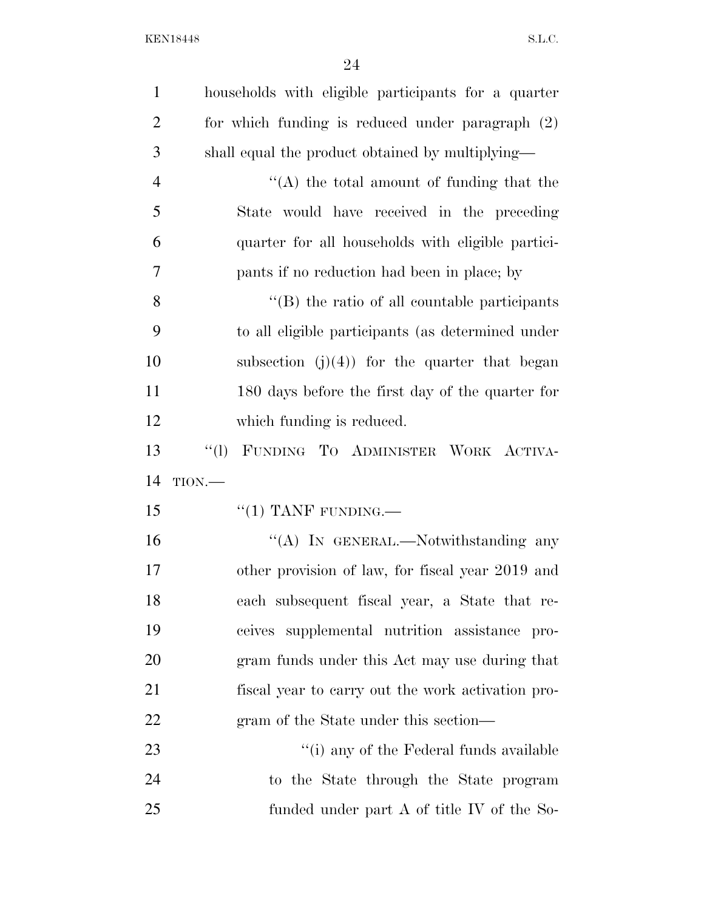households with eligible participants for a quarter for which funding is reduced under paragraph (2) shall equal the product obtained by multiplying—

"(A) the total amount of funding that the State would have received in the preceding quarter for all households with eligible participants if no reduction had been in place; by

"(B) the ratio of all countable participants to all eligible participants (as determined under subsection (j)(4)) for the quarter that began 180 days before the first day of the quarter for which funding is reduced.

"(l) FUNDING TO ADMINISTER WORK ACTIVATION.—

"(1) TANF FUNDING.—

"(A) IN GENERAL.—Notwithstanding any other provision of law, for fiscal year 2019 and each subsequent fiscal year, a State that receives supplemental nutrition assistance program funds under this Act may use during that fiscal year to carry out the work activation program of the State under this section—

"(i) any of the Federal funds available to the State through the State program funded under part A of title IV of the So-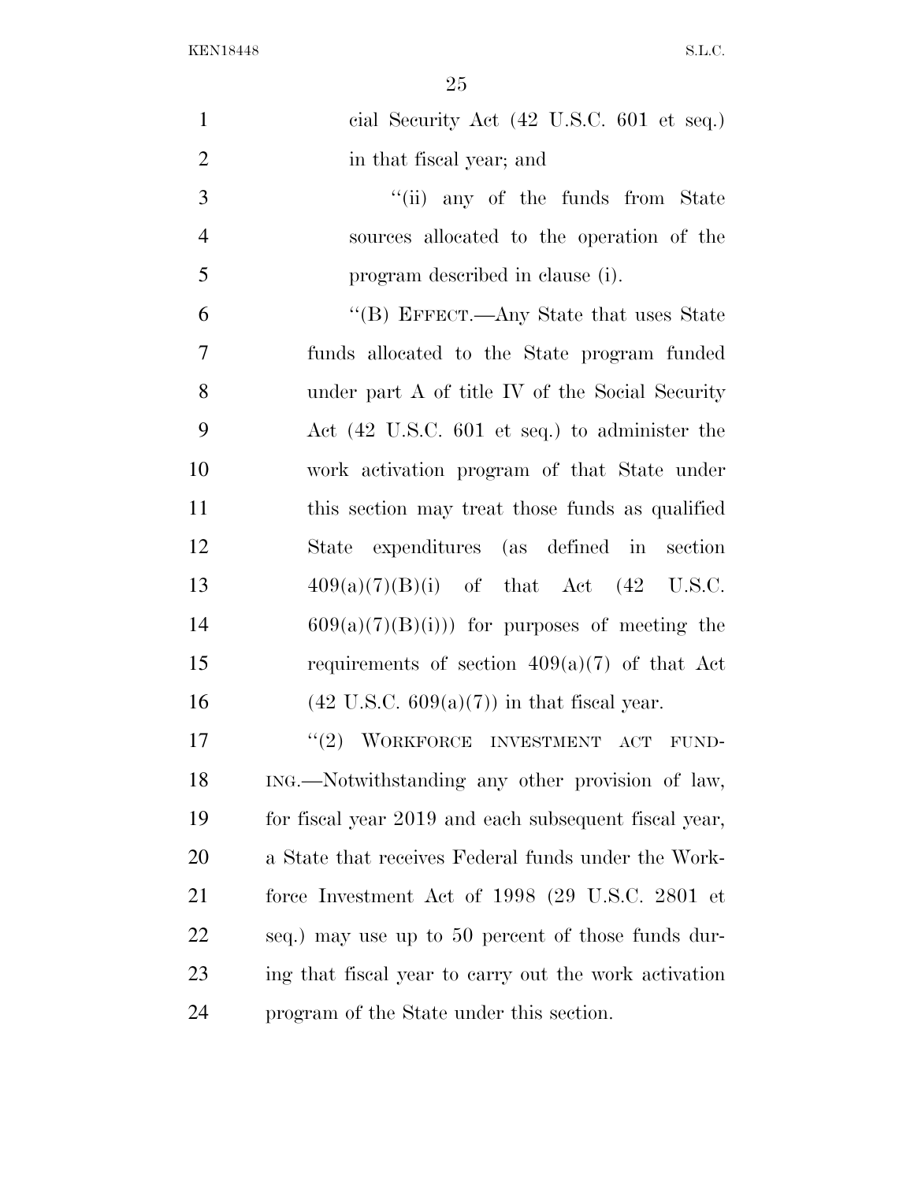cial Security Act (42 U.S.C. 601 et seq.) in that fiscal year; and

''(ii) any of the funds from State sources allocated to the operation of the program described in clause (i).

''(B) EFFECT.—Any State that uses State funds allocated to the State program funded under part A of title IV of the Social Security Act (42 U.S.C. 601 et seq.) to administer the work activation program of that State under this section may treat those funds as qualified State expenditures (as defined in section 409(a)(7)(B)(i) of that Act (42 U.S.C. 609(a)(7)(B)(i))) for purposes of meeting the requirements of section 409(a)(7) of that Act (42 U.S.C. 609(a)(7)) in that fiscal year.

''(2) WORKFORCE INVESTMENT ACT FUNDING.—Notwithstanding any other provision of law, for fiscal year 2019 and each subsequent fiscal year, a State that receives Federal funds under the Workforce Investment Act of 1998 (29 U.S.C. 2801 et seq.) may use up to 50 percent of those funds during that fiscal year to carry out the work activation program of the State under this section.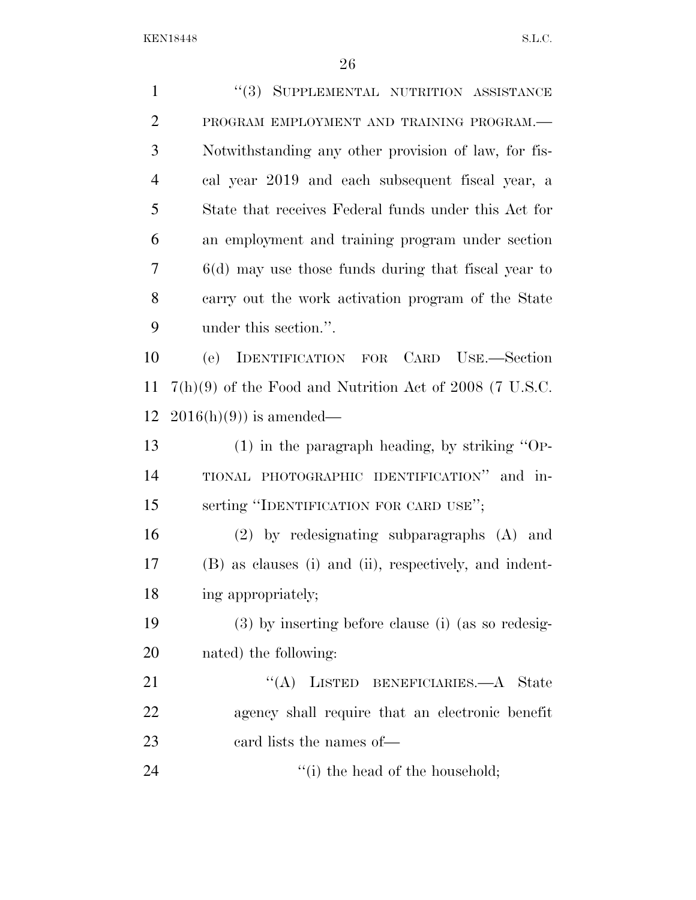"(3) SUPPLEMENTAL NUTRITION ASSISTANCE PROGRAM EMPLOYMENT AND TRAINING PROGRAM.—Notwithstanding any other provision of law, for fiscal year 2019 and each subsequent fiscal year, a State that receives Federal funds under this Act for an employment and training program under section 6(d) may use those funds during that fiscal year to carry out the work activation program of the State under this section.".

(e) IDENTIFICATION FOR CARD USE.—Section 7(h)(9) of the Food and Nutrition Act of 2008 (7 U.S.C. 2016(h)(9)) is amended—

(1) in the paragraph heading, by striking "OPTIONAL PHOTOGRAPHIC IDENTIFICATION" and inserting "IDENTIFICATION FOR CARD USE";

(2) by redesignating subparagraphs (A) and (B) as clauses (i) and (ii), respectively, and indenting appropriately;

(3) by inserting before clause (i) (as so redesignated) the following:

"(A) LISTED BENEFICIARIES.—A State agency shall require that an electronic benefit card lists the names of—

"(i) the head of the household;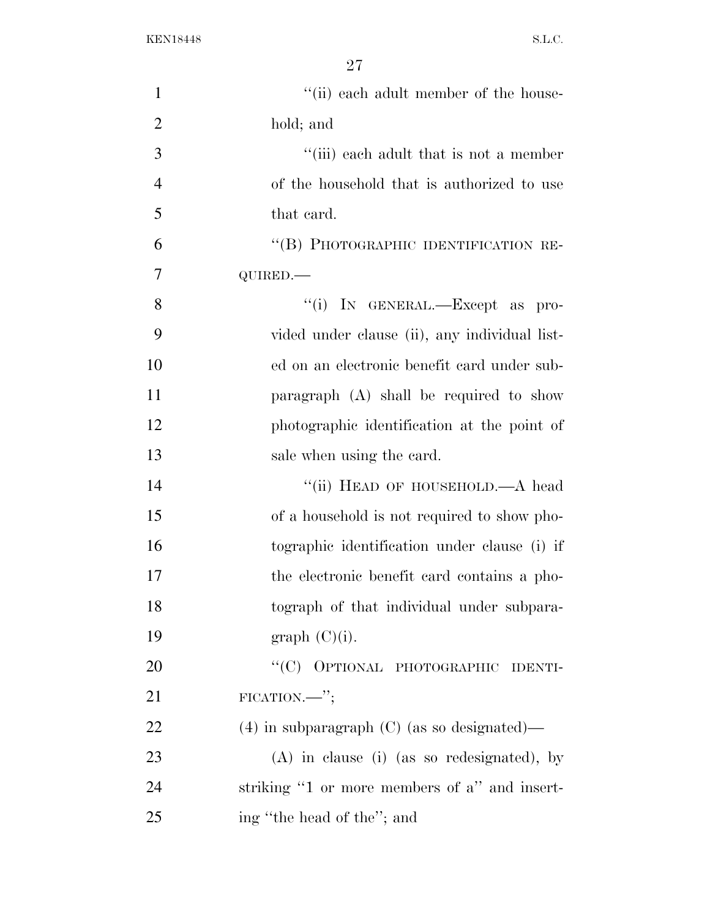"(ii) each adult member of the household; and

"(iii) each adult that is not a member of the household that is authorized to use that card.

"(B) PHOTOGRAPHIC IDENTIFICATION REQUIRED.—

"(i) IN GENERAL.—Except as provided under clause (ii), any individual listed on an electronic benefit card under subparagraph (A) shall be required to show photographic identification at the point of sale when using the card.

"(ii) HEAD OF HOUSEHOLD.—A head of a household is not required to show photographic identification under clause (i) if the electronic benefit card contains a photograph of that individual under subparagraph (C)(i).

"(C) OPTIONAL PHOTOGRAPHIC IDENTIFICATION.—";

(4) in subparagraph (C) (as so designated)—

(A) in clause (i) (as so redesignated), by striking "1 or more members of a" and inserting "the head of the"; and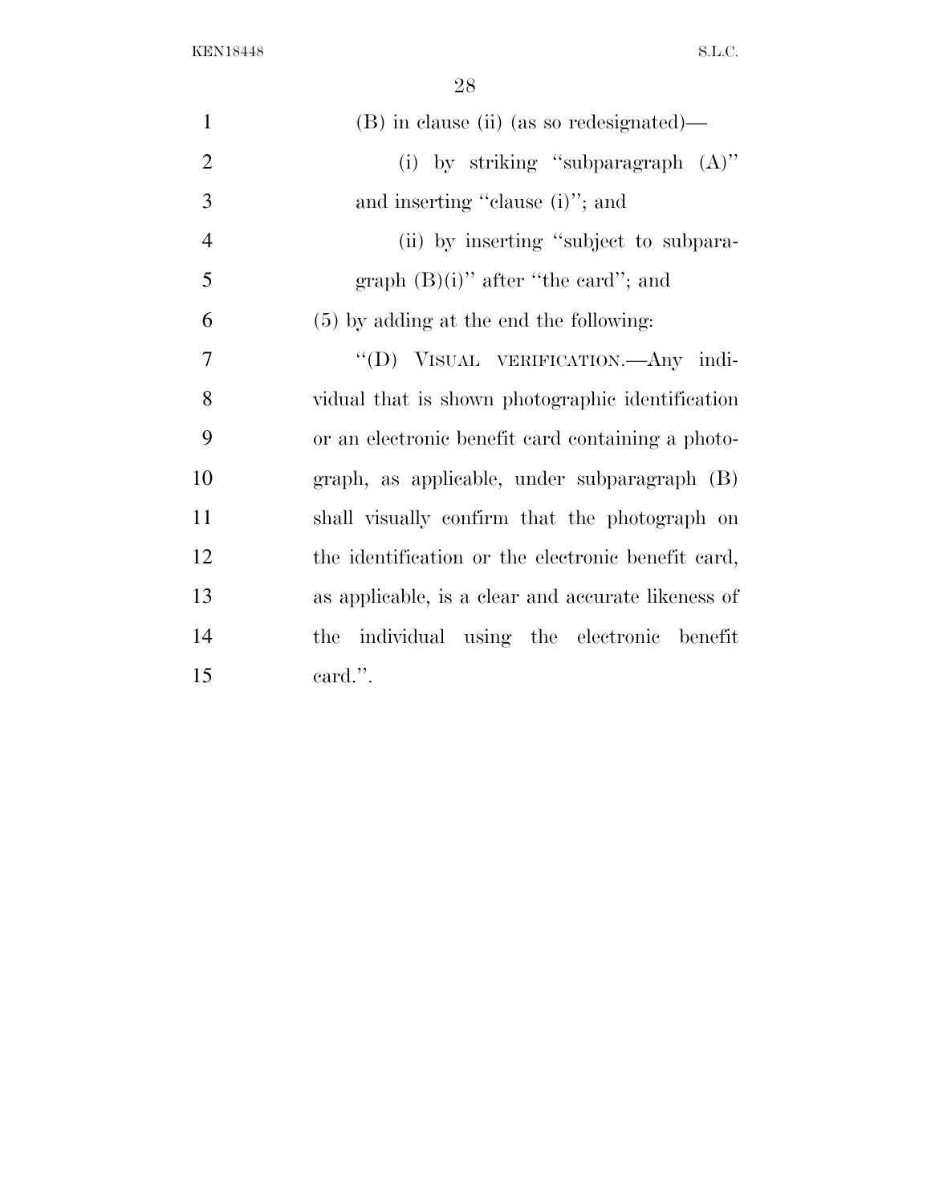(B) in clause (ii) (as so redesignated)—

(i) by striking "subparagraph (A)" and inserting "clause (i)"; and

(ii) by inserting "subject to subparagraph (B)(i)" after "the card"; and

(5) by adding at the end the following:

"(D) VISUAL VERIFICATION.—Any individual that is shown photographic identification or an electronic benefit card containing a photograph, as applicable, under subparagraph (B) shall visually confirm that the photograph on the identification or the electronic benefit card, as applicable, is a clear and accurate likeness of the individual using the electronic benefit card.".